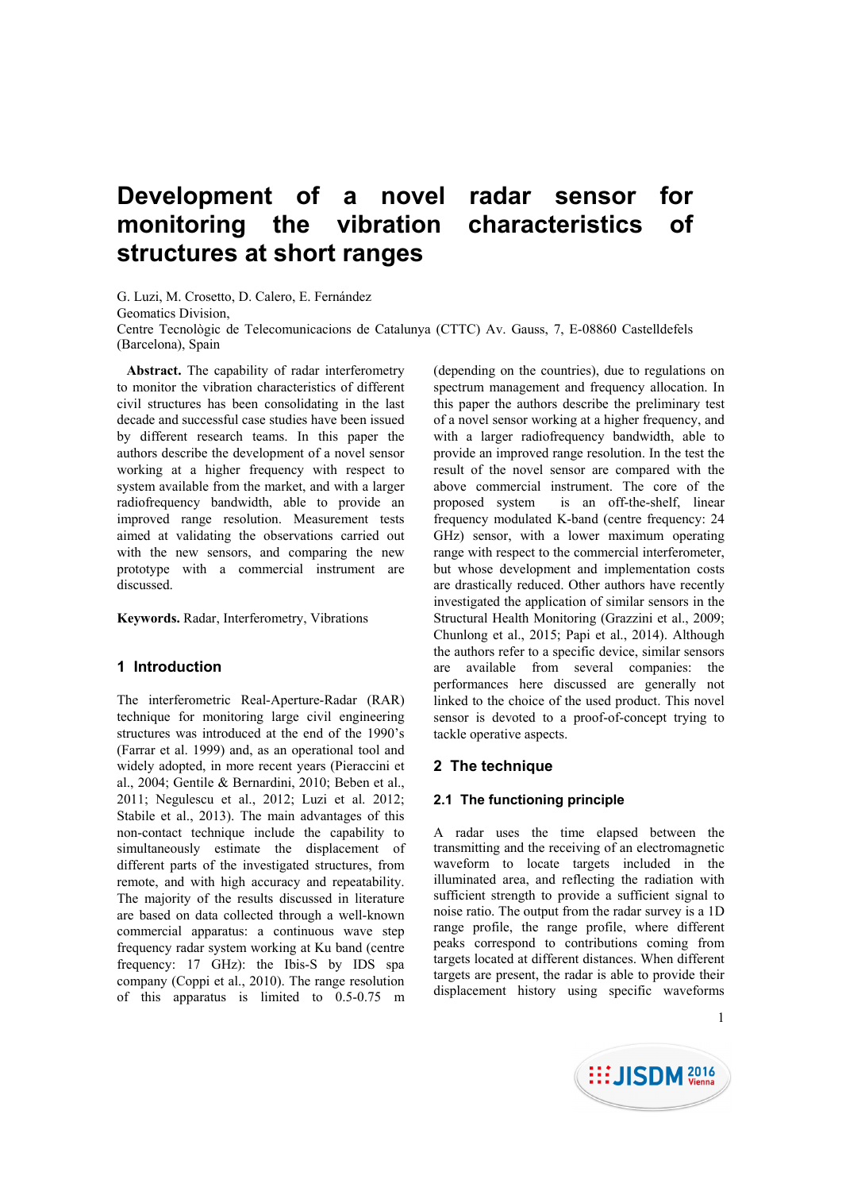# Development of a novel radar sensor for monitoring the vibration characteristics of structures at short ranges

G. Luzi, M. Crosetto, D. Calero, E. Fernández

Geomatics Division,

Centre Tecnològic de Telecomunicacions de Catalunya (CTTC) Av. Gauss, 7, E-08860 Castelldefels (Barcelona), Spain

**Abstract.** The capability of radar interferometry to monitor the vibration characteristics of different civil structures has been consolidating in the last decade and successful case studies have been issued by different research teams. In this paper the authors describe the development of a novel sensor working at a higher frequency with respect to system available from the market, and with a larger radiofrequency bandwidth, able to provide an improved range resolution. Measurement tests aimed at validating the observations carried out with the new sensors, and comparing the new prototype with a commercial instrument are discussed.

**Keywords.** Radar, Interferometry, Vibrations

## 1 Introduction

The interferometric Real-Aperture-Radar (RAR) technique for monitoring large civil engineering structures was introduced at the end of the 1990's (Farrar et al. 1999) and, as an operational tool and widely adopted, in more recent years (Pieraccini et al., 2004; Gentile & Bernardini, 2010; Beben et al., 2011; Negulescu et al., 2012; Luzi et al. 2012; Stabile et al., 2013). The main advantages of this non-contact technique include the capability to simultaneously estimate the displacement of different parts of the investigated structures, from remote, and with high accuracy and repeatability. The majority of the results discussed in literature are based on data collected through a well-known commercial apparatus: a continuous wave step frequency radar system working at Ku band (centre frequency: 17 GHz): the Ibis-S by IDS spa company (Coppi et al., 2010). The range resolution of this apparatus is limited to 0.5-0.75 m (depending on the countries), due to regulations on spectrum management and frequency allocation. In this paper the authors describe the preliminary test of a novel sensor working at a higher frequency, and with a larger radiofrequency bandwidth, able to provide an improved range resolution. In the test the result of the novel sensor are compared with the above commercial instrument. The core of the proposed system is an off-the-shelf, linear frequency modulated K-band (centre frequency: 24 GHz) sensor, with a lower maximum operating range with respect to the commercial interferometer, but whose development and implementation costs are drastically reduced. Other authors have recently investigated the application of similar sensors in the Structural Health Monitoring (Grazzini et al., 2009; Chunlong et al., 2015; Papi et al., 2014). Although the authors refer to a specific device, similar sensors are available from several companies: the performances here discussed are generally not linked to the choice of the used product. This novel sensor is devoted to a proof-of-concept trying to tackle operative aspects.

## 2 The technique

### 2.1 The functioning principle

A radar uses the time elapsed between the transmitting and the receiving of an electromagnetic waveform to locate targets included in the illuminated area, and reflecting the radiation with sufficient strength to provide a sufficient signal to noise ratio. The output from the radar survey is a 1D range profile, the range profile, where different peaks correspond to contributions coming from targets located at different distances. When different targets are present, the radar is able to provide their displacement history using specific waveforms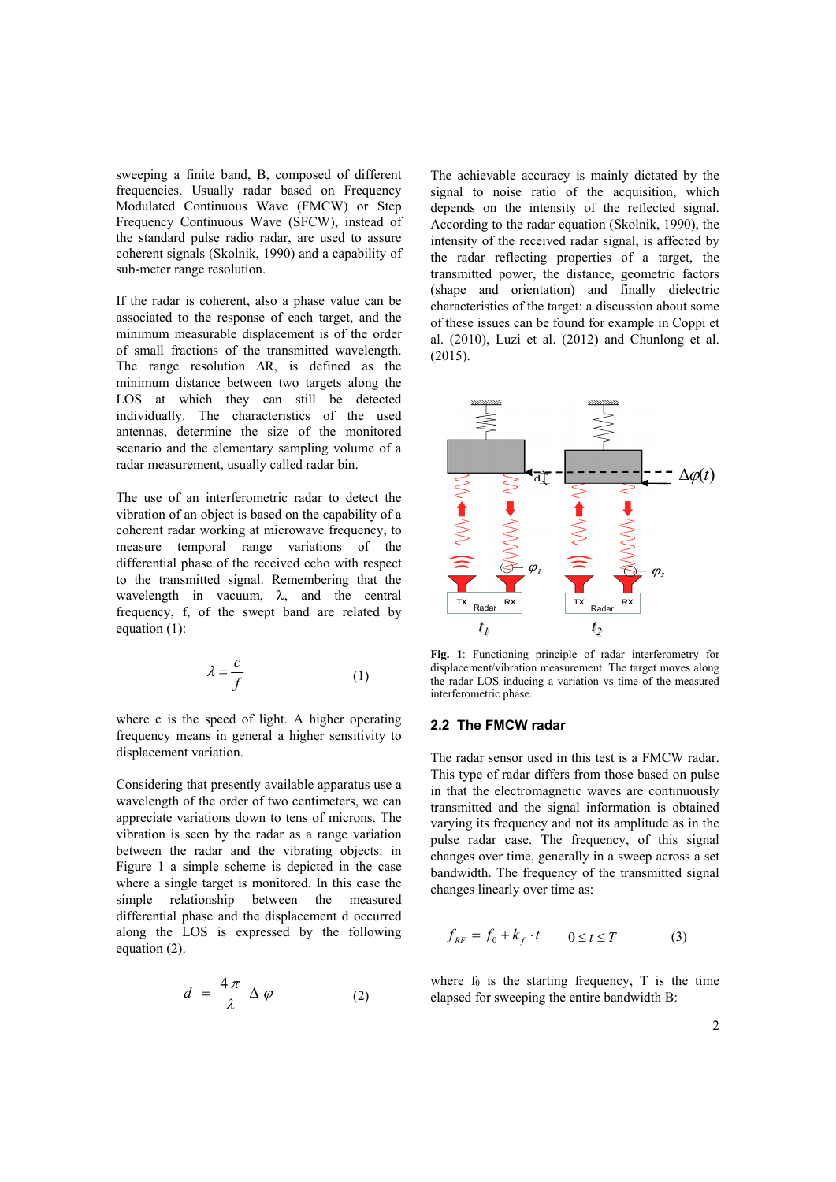sweeping a finite band, B, composed of different frequencies. Usually radar based on Frequency Modulated Continuous Wave (FMCW) or Step Frequency Continuous Wave (SFCW), instead of the standard pulse radio radar, are used to assure coherent signals (Skolnik, 1990) and a capability of sub-meter range resolution.

If the radar is coherent, also a phase value can be associated to the response of each target, and the minimum measurable displacement is of the order of small fractions of the transmitted wavelength. The range resolution ΔR, is defined as the minimum distance between two targets along the LOS at which they can still be detected individually. The characteristics of the used antennas, determine the size of the monitored scenario and the elementary sampling volume of a radar measurement, usually called radar bin.

The use of an interferometric radar to detect the vibration of an object is based on the capability of a coherent radar working at microwave frequency, to measure temporal range variations of the differential phase of the received echo with respect to the transmitted signal. Remembering that the wavelength in vacuum, λ, and the central frequency, f, of the swept band are related by equation (1):

$$\lambda = \frac{c}{f} \qquad (1)$$

where c is the speed of light. A higher operating frequency means in general a higher sensitivity to displacement variation.

Considering that presently available apparatus use a wavelength of the order of two centimeters, we can appreciate variations down to tens of microns. The vibration is seen by the radar as a range variation between the radar and the vibrating objects: in Figure 1 a simple scheme is depicted in the case where a single target is monitored. In this case the simple relationship between the measured differential phase and the displacement d occurred along the LOS is expressed by the following equation (2).

$$d = \frac{4\pi}{\lambda} \Delta \varphi \qquad (2)$$

The achievable accuracy is mainly dictated by the signal to noise ratio of the acquisition, which depends on the intensity of the reflected signal. According to the radar equation (Skolnik, 1990), the intensity of the received radar signal, is affected by the radar reflecting properties of a target, the transmitted power, the distance, geometric factors (shape and orientation) and finally dielectric characteristics of the target: a discussion about some of these issues can be found for example in Coppi et al. (2010), Luzi et al. (2012) and Chunlong et al. (2015).

**Fig. 1**: Functioning principle of radar interferometry for displacement/vibration measurement. The target moves along the radar LOS inducing a variation vs time of the measured interferometric phase.

## 2.2 The FMCW radar

The radar sensor used in this test is a FMCW radar. This type of radar differs from those based on pulse in that the electromagnetic waves are continuously transmitted and the signal information is obtained varying its frequency and not its amplitude as in the pulse radar case. The frequency, of this signal changes over time, generally in a sweep across a set bandwidth. The frequency of the transmitted signal changes linearly over time as:

$$f_{RF} = f_0 + k_f \cdot t \qquad 0 \le t \le T \qquad (3)$$

where $f_0$ is the starting frequency, T is the time elapsed for sweeping the entire bandwidth B: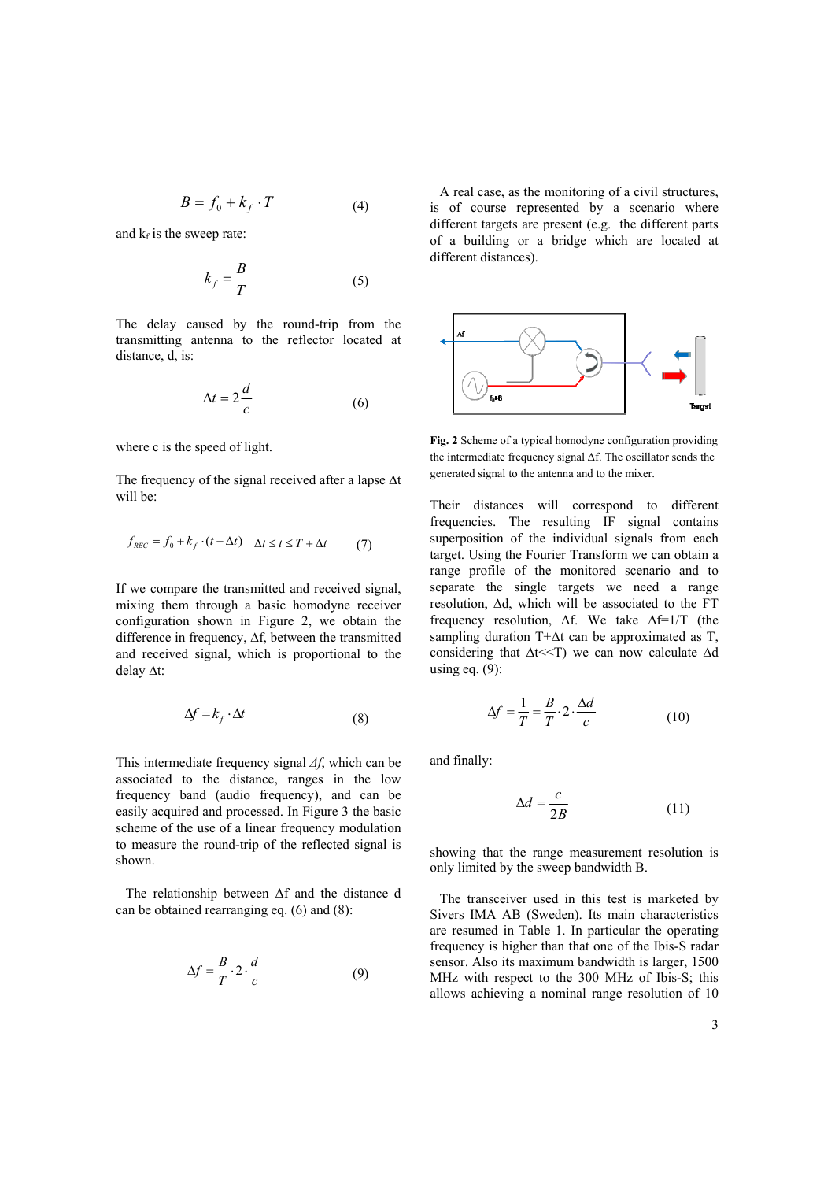$$B = f_0 + k_f \cdot T \tag{4}$$

and $k_f$ is the sweep rate:

$$k_f = \frac{B}{T} \tag{5}$$

The delay caused by the round-trip from the transmitting antenna to the reflector located at distance, d, is:

$$\Delta t = 2\frac{d}{c} \tag{6}$$

where c is the speed of light.

The frequency of the signal received after a lapse Δt will be:

$$f_{REC} = f_0 + k_f \cdot (t - \Delta t) \quad \Delta t \le t \le T + \Delta t \tag{7}$$

If we compare the transmitted and received signal, mixing them through a basic homodyne receiver configuration shown in Figure 2, we obtain the difference in frequency, Δf, between the transmitted and received signal, which is proportional to the delay Δt:

$$\Delta f = k_f \cdot \Delta t \tag{8}$$

This intermediate frequency signal *Δf*, which can be associated to the distance, ranges in the low frequency band (audio frequency), and can be easily acquired and processed. In Figure 3 the basic scheme of the use of a linear frequency modulation to measure the round-trip of the reflected signal is shown.

The relationship between Δf and the distance d can be obtained rearranging eq. (6) and (8):

$$\Delta f = \frac{B}{T} \cdot 2 \cdot \frac{d}{c} \tag{9}$$

A real case, as the monitoring of a civil structures, is of course represented by a scenario where different targets are present (e.g. the different parts of a building or a bridge which are located at different distances).

**Fig. 2** Scheme of a typical homodyne configuration providing the intermediate frequency signal Δf. The oscillator sends the generated signal to the antenna and to the mixer.

Their distances will correspond to different frequencies. The resulting IF signal contains superposition of the individual signals from each target. Using the Fourier Transform we can obtain a range profile of the monitored scenario and to separate the single targets we need a range resolution, Δd, which will be associated to the FT frequency resolution, Δf. We take Δf=1/T (the sampling duration T+Δt can be approximated as T, considering that Δt<<T) we can now calculate Δd using eq. (9):

$$\Delta f = \frac{1}{T} = \frac{B}{T} \cdot 2 \cdot \frac{\Delta d}{c} \tag{10}$$

and finally:

$$\Delta d = \frac{c}{2B} \tag{11}$$

showing that the range measurement resolution is only limited by the sweep bandwidth B.

The transceiver used in this test is marketed by Sivers IMA AB (Sweden). Its main characteristics are resumed in Table 1. In particular the operating frequency is higher than that one of the Ibis-S radar sensor. Also its maximum bandwidth is larger, 1500 MHz with respect to the 300 MHz of Ibis-S; this allows achieving a nominal range resolution of 10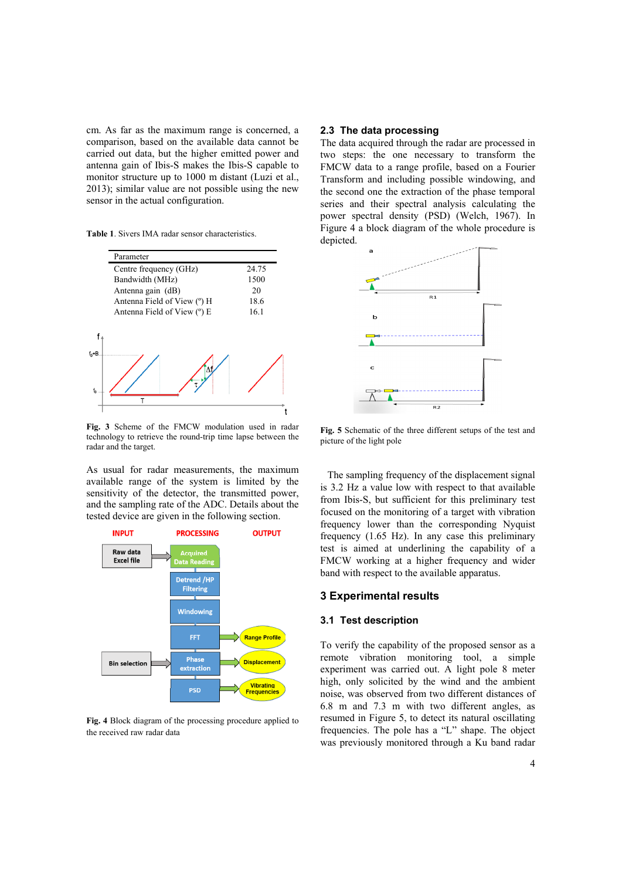cm. As far as the maximum range is concerned, a comparison, based on the available data cannot be carried out data, but the higher emitted power and antenna gain of Ibis-S makes the Ibis-S capable to monitor structure up to 1000 m distant (Luzi et al., 2013); similar value are not possible using the new sensor in the actual configuration.

**Table 1**. Sivers IMA radar sensor characteristics.

| Parameter | |
|---|---|
| Centre frequency (GHz) | 24.75 |
| Bandwidth (MHz) | 1500 |
| Antenna gain (dB) | 20 |
| Antenna Field of View (°) H | 18.6 |
| Antenna Field of View (°) E | 16.1 |

**Fig. 3** Scheme of the FMCW modulation used in radar technology to retrieve the round-trip time lapse between the radar and the target.

As usual for radar measurements, the maximum available range of the system is limited by the sensitivity of the detector, the transmitted power, and the sampling rate of the ADC. Details about the tested device are given in the following section.

**Fig. 4** Block diagram of the processing procedure applied to the received raw radar data

## 2.3 The data processing

The data acquired through the radar are processed in two steps: the one necessary to transform the FMCW data to a range profile, based on a Fourier Transform and including possible windowing, and the second one the extraction of the phase temporal series and their spectral analysis calculating the power spectral density (PSD) (Welch, 1967). In Figure 4 a block diagram of the whole procedure is depicted.

**Fig. 5** Schematic of the three different setups of the test and picture of the light pole

The sampling frequency of the displacement signal is 3.2 Hz a value low with respect to that available from Ibis-S, but sufficient for this preliminary test focused on the monitoring of a target with vibration frequency lower than the corresponding Nyquist frequency (1.65 Hz). In any case this preliminary test is aimed at underlining the capability of a FMCW working at a higher frequency and wider band with respect to the available apparatus.

# 3 Experimental results

## 3.1 Test description

To verify the capability of the proposed sensor as a remote vibration monitoring tool, a simple experiment was carried out. A light pole 8 meter high, only solicited by the wind and the ambient noise, was observed from two different distances of 6.8 m and 7.3 m with two different angles, as resumed in Figure 5, to detect its natural oscillating frequencies. The pole has a "L" shape. The object was previously monitored through a Ku band radar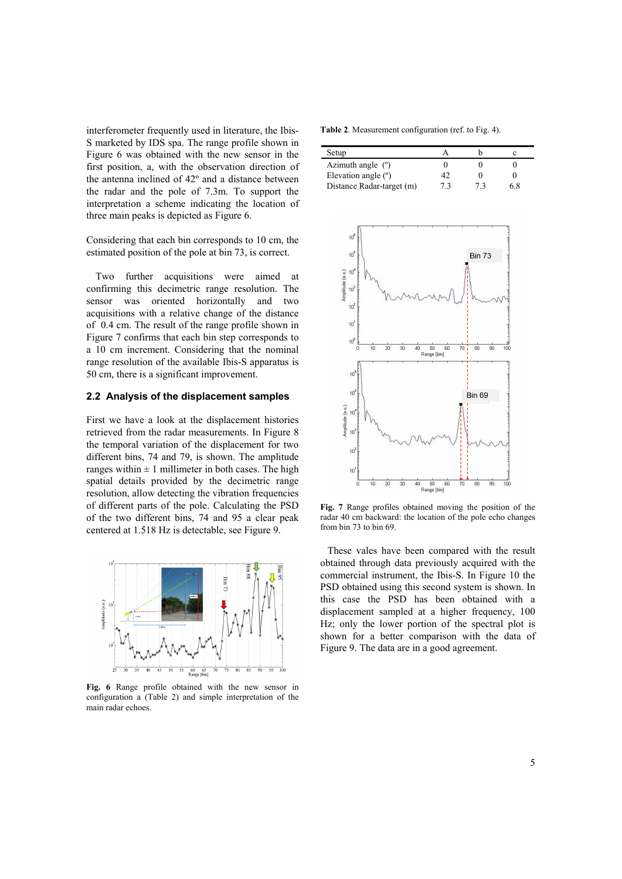interferometer frequently used in literature, the Ibis-S marketed by IDS spa. The range profile shown in Figure 6 was obtained with the new sensor in the first position, a, with the observation direction of the antenna inclined of 42º and a distance between the radar and the pole of 7.3m. To support the interpretation a scheme indicating the location of three main peaks is depicted as Figure 6.

Considering that each bin corresponds to 10 cm, the estimated position of the pole at bin 73, is correct.

Two further acquisitions were aimed at confirming this decimetric range resolution. The sensor was oriented horizontally and two acquisitions with a relative change of the distance of 0.4 cm. The result of the range profile shown in Figure 7 confirms that each bin step corresponds to a 10 cm increment. Considering that the nominal range resolution of the available Ibis-S apparatus is 50 cm, there is a significant improvement.

## 2.2 Analysis of the displacement samples

First we have a look at the displacement histories retrieved from the radar measurements. In Figure 8 the temporal variation of the displacement for two different bins, 74 and 79, is shown. The amplitude ranges within ± 1 millimeter in both cases. The high spatial details provided by the decimetric range resolution, allow detecting the vibration frequencies of different parts of the pole. Calculating the PSD of the two different bins, 74 and 95 a clear peak centered at 1.518 Hz is detectable, see Figure 9.

**Fig. 6** Range profile obtained with the new sensor in configuration a (Table 2) and simple interpretation of the main radar echoes.

**Table 2**. Measurement configuration (ref. to Fig. 4).

| Setup | A | b | c |
|---|---|---|---|
| Azimuth angle (º) | 0 | 0 | 0 |
| Elevation angle (º) | 42 | 0 | 0 |
| Distance Radar-target (m) | 7.3 | 7.3 | 6.8 |

**Fig. 7** Range profiles obtained moving the position of the radar 40 cm backward: the location of the pole echo changes from bin 73 to bin 69.

These vales have been compared with the result obtained through data previously acquired with the commercial instrument, the Ibis-S. In Figure 10 the PSD obtained using this second system is shown. In this case the PSD has been obtained with a displacement sampled at a higher frequency, 100 Hz; only the lower portion of the spectral plot is shown for a better comparison with the data of Figure 9. The data are in a good agreement.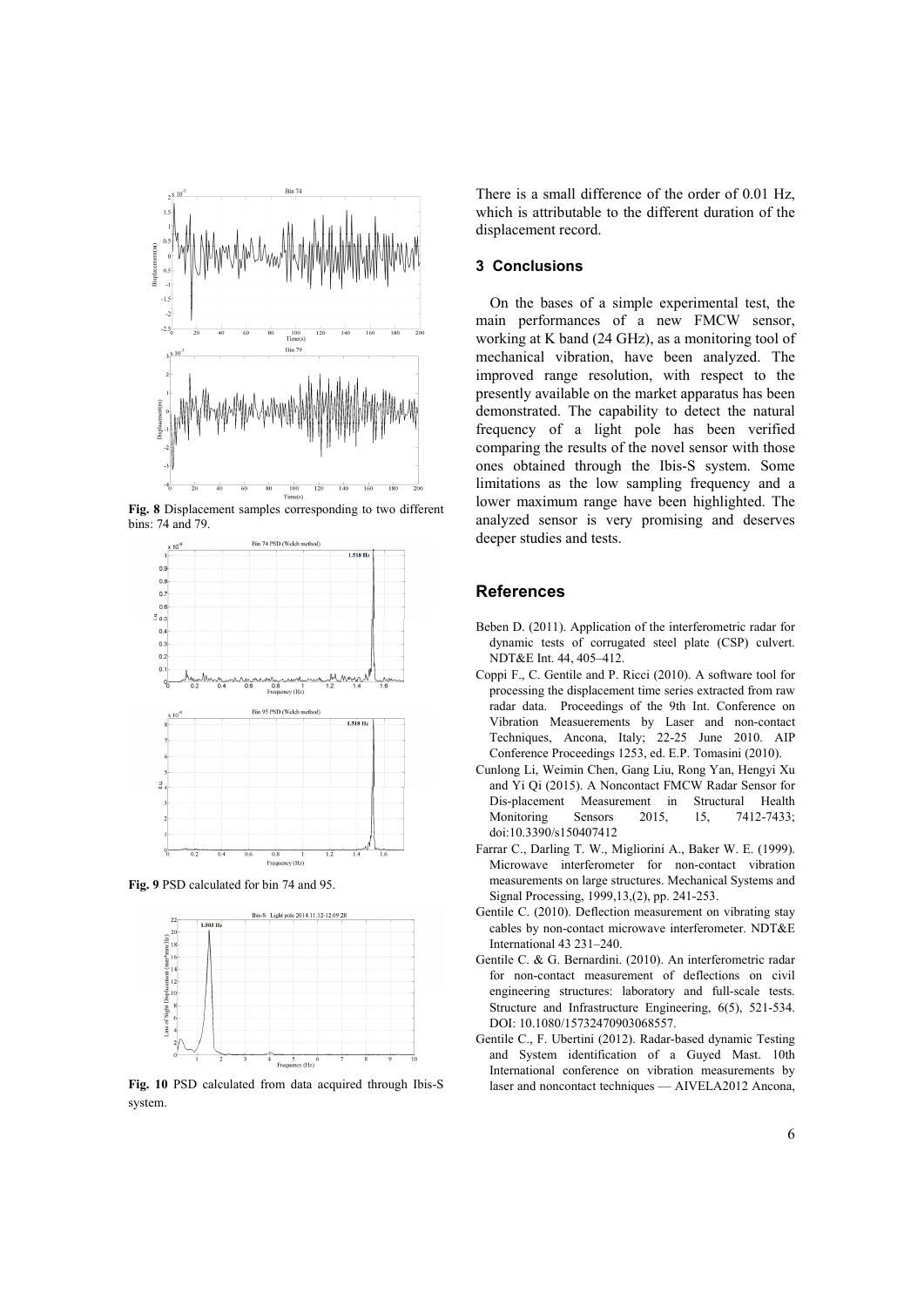Fig. 8 Displacement samples corresponding to two different bins: 74 and 79.

Fig. 9 PSD calculated for bin 74 and 95.

Fig. 10 PSD calculated from data acquired through Ibis-S system.

There is a small difference of the order of 0.01 Hz, which is attributable to the different duration of the displacement record.

## 3 Conclusions

On the bases of a simple experimental test, the main performances of a new FMCW sensor, working at K band (24 GHz), as a monitoring tool of mechanical vibration, have been analyzed. The improved range resolution, with respect to the presently available on the market apparatus has been demonstrated. The capability to detect the natural frequency of a light pole has been verified comparing the results of the novel sensor with those ones obtained through the Ibis-S system. Some limitations as the low sampling frequency and a lower maximum range have been highlighted. The analyzed sensor is very promising and deserves deeper studies and tests.

## References

Beben D. (2011). Application of the interferometric radar for dynamic tests of corrugated steel plate (CSP) culvert. NDT&E Int. 44, 405–412.

Coppi F., C. Gentile and P. Ricci (2010). A software tool for processing the displacement time series extracted from raw radar data. Proceedings of the 9th Int. Conference on Vibration Measuerements by Laser and non-contact Techniques, Ancona, Italy; 22-25 June 2010. AIP Conference Proceedings 1253, ed. E.P. Tomasini (2010).

Cunlong Li, Weimin Chen, Gang Liu, Rong Yan, Hengyi Xu and Yi Qi (2015). A Noncontact FMCW Radar Sensor for Dis-placement Measurement in Structural Health Monitoring Sensors 2015, 15, 7412-7433; doi:10.3390/s150407412

Farrar C., Darling T. W., Migliorini A., Baker W. E. (1999). Microwave interferometer for non-contact vibration measurements on large structures. Mechanical Systems and Signal Processing, 1999,13,(2), pp. 241-253.

Gentile C. (2010). Deflection measurement on vibrating stay cables by non-contact microwave interferometer. NDT&E International 43 231–240.

Gentile C. & G. Bernardini. (2010). An interferometric radar for non-contact measurement of deflections on civil engineering structures: laboratory and full-scale tests. Structure and Infrastructure Engineering, 6(5), 521-534. DOI: 10.1080/15732470903068557.

Gentile C., F. Ubertini (2012). Radar-based dynamic Testing and System identification of a Guyed Mast. 10th International conference on vibration measurements by laser and noncontact techniques — AIVELA2012 Ancona,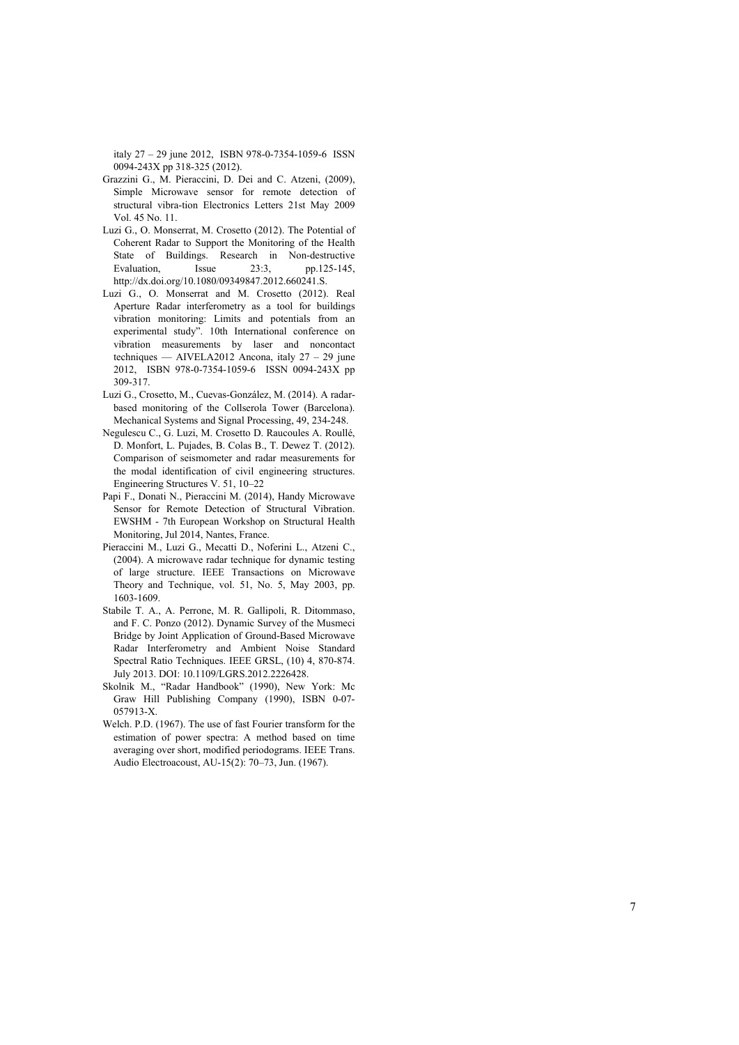italy 27 – 29 june 2012, ISBN 978-0-7354-1059-6 ISSN 0094-243X pp 318-325 (2012).

Grazzini G., M. Pieraccini, D. Dei and C. Atzeni, (2009), Simple Microwave sensor for remote detection of structural vibra-tion Electronics Letters 21st May 2009 Vol. 45 No. 11.

Luzi G., O. Monserrat, M. Crosetto (2012). The Potential of Coherent Radar to Support the Monitoring of the Health State of Buildings. Research in Non-destructive Evaluation, Issue 23:3, pp.125-145, http://dx.doi.org/10.1080/09349847.2012.660241.S.

Luzi G., O. Monserrat and M. Crosetto (2012). Real Aperture Radar interferometry as a tool for buildings vibration monitoring: Limits and potentials from an experimental study". 10th International conference on vibration measurements by laser and noncontact techniques — AIVELA2012 Ancona, italy 27 – 29 june 2012, ISBN 978-0-7354-1059-6 ISSN 0094-243X pp 309-317.

Luzi G., Crosetto, M., Cuevas-González, M. (2014). A radar-based monitoring of the Collserola Tower (Barcelona). Mechanical Systems and Signal Processing, 49, 234-248.

Negulescu C., G. Luzi, M. Crosetto D. Raucoules A. Roullé, D. Monfort, L. Pujades, B. Colas B., T. Dewez T. (2012). Comparison of seismometer and radar measurements for the modal identification of civil engineering structures. Engineering Structures V. 51, 10–22

Papi F., Donati N., Pieraccini M. (2014), Handy Microwave Sensor for Remote Detection of Structural Vibration. EWSHM - 7th European Workshop on Structural Health Monitoring, Jul 2014, Nantes, France.

Pieraccini M., Luzi G., Mecatti D., Noferini L., Atzeni C., (2004). A microwave radar technique for dynamic testing of large structure. IEEE Transactions on Microwave Theory and Technique, vol. 51, No. 5, May 2003, pp. 1603-1609.

Stabile T. A., A. Perrone, M. R. Gallipoli, R. Ditommaso, and F. C. Ponzo (2012). Dynamic Survey of the Musmeci Bridge by Joint Application of Ground-Based Microwave Radar Interferometry and Ambient Noise Standard Spectral Ratio Techniques. IEEE GRSL, (10) 4, 870-874. July 2013. DOI: 10.1109/LGRS.2012.2226428.

Skolnik M., "Radar Handbook" (1990), New York: Mc Graw Hill Publishing Company (1990), ISBN 0-07-057913-X.

Welch. P.D. (1967). The use of fast Fourier transform for the estimation of power spectra: A method based on time averaging over short, modified periodograms. IEEE Trans. Audio Electroacoust, AU-15(2): 70–73, Jun. (1967).